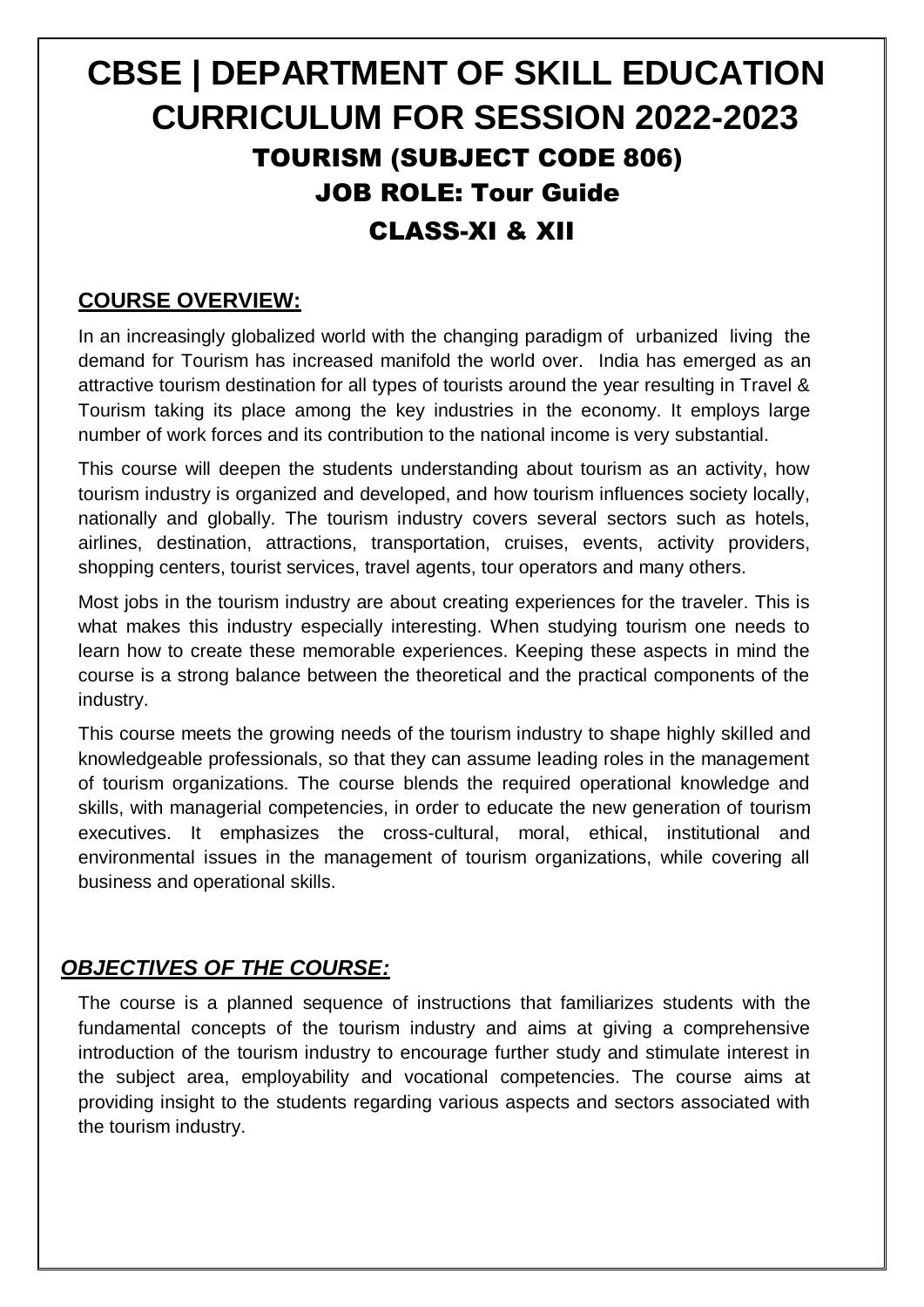# CBSE | DEPARTMENT OF SKILL EDUCATION CURRICULUM FOR SESSION 2022-2023

## TOURISM (SUBJECT CODE 806)

## JOB ROLE: Tour Guide

## CLASS-XI & XII

### COURSE OVERVIEW:

In an increasingly globalized world with the changing paradigm of urbanized living the demand for Tourism has increased manifold the world over. India has emerged as an attractive tourism destination for all types of tourists around the year resulting in Travel & Tourism taking its place among the key industries in the economy. It employs large number of work forces and its contribution to the national income is very substantial.

This course will deepen the students understanding about tourism as an activity, how tourism industry is organized and developed, and how tourism influences society locally, nationally and globally. The tourism industry covers several sectors such as hotels, airlines, destination, attractions, transportation, cruises, events, activity providers, shopping centers, tourist services, travel agents, tour operators and many others.

Most jobs in the tourism industry are about creating experiences for the traveler. This is what makes this industry especially interesting. When studying tourism one needs to learn how to create these memorable experiences. Keeping these aspects in mind the course is a strong balance between the theoretical and the practical components of the industry.

This course meets the growing needs of the tourism industry to shape highly skilled and knowledgeable professionals, so that they can assume leading roles in the management of tourism organizations. The course blends the required operational knowledge and skills, with managerial competencies, in order to educate the new generation of tourism executives. It emphasizes the cross-cultural, moral, ethical, institutional and environmental issues in the management of tourism organizations, while covering all business and operational skills.

### *OBJECTIVES OF THE COURSE:*

The course is a planned sequence of instructions that familiarizes students with the fundamental concepts of the tourism industry and aims at giving a comprehensive introduction of the tourism industry to encourage further study and stimulate interest in the subject area, employability and vocational competencies. The course aims at providing insight to the students regarding various aspects and sectors associated with the tourism industry.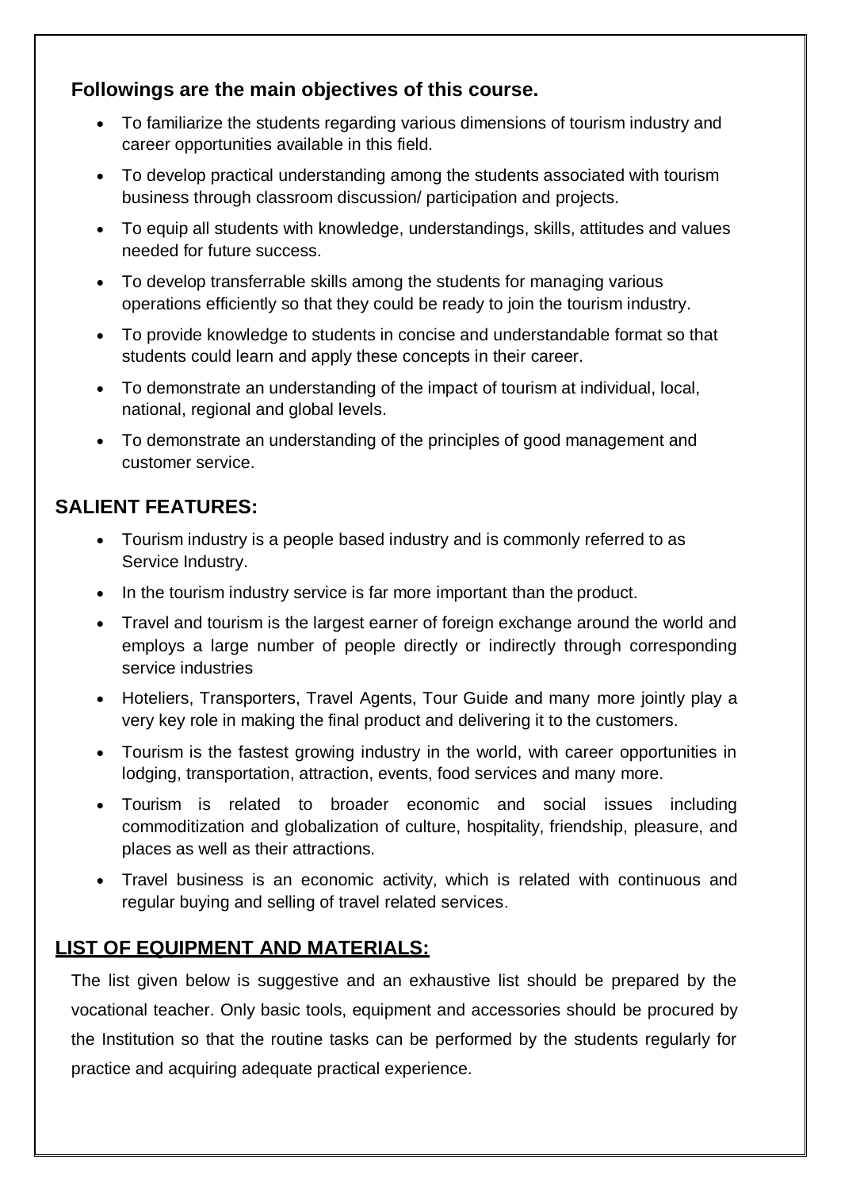### Followings are the main objectives of this course.

- To familiarize the students regarding various dimensions of tourism industry and career opportunities available in this field.
- To develop practical understanding among the students associated with tourism business through classroom discussion/ participation and projects.
- To equip all students with knowledge, understandings, skills, attitudes and values needed for future success.
- To develop transferrable skills among the students for managing various operations efficiently so that they could be ready to join the tourism industry.
- To provide knowledge to students in concise and understandable format so that students could learn and apply these concepts in their career.
- To demonstrate an understanding of the impact of tourism at individual, local, national, regional and global levels.
- To demonstrate an understanding of the principles of good management and customer service.

## SALIENT FEATURES:

- Tourism industry is a people based industry and is commonly referred to as Service Industry.
- In the tourism industry service is far more important than the product.
- Travel and tourism is the largest earner of foreign exchange around the world and employs a large number of people directly or indirectly through corresponding service industries
- Hoteliers, Transporters, Travel Agents, Tour Guide and many more jointly play a very key role in making the final product and delivering it to the customers.
- Tourism is the fastest growing industry in the world, with career opportunities in lodging, transportation, attraction, events, food services and many more.
- Tourism is related to broader economic and social issues including commoditization and globalization of culture, hospitality, friendship, pleasure, and places as well as their attractions.
- Travel business is an economic activity, which is related with continuous and regular buying and selling of travel related services.

## LIST OF EQUIPMENT AND MATERIALS:

The list given below is suggestive and an exhaustive list should be prepared by the vocational teacher. Only basic tools, equipment and accessories should be procured by the Institution so that the routine tasks can be performed by the students regularly for practice and acquiring adequate practical experience.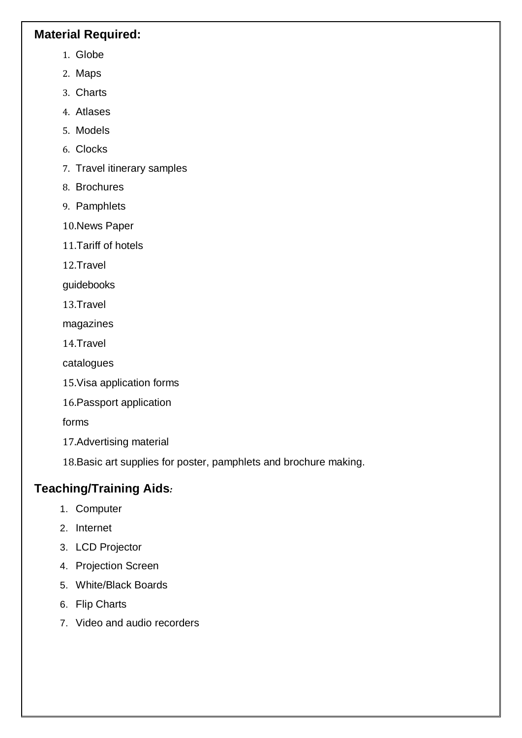**Material Required:**

1. Globe
2. Maps
3. Charts
4. Atlases
5. Models
6. Clocks
7. Travel itinerary samples
8. Brochures
9. Pamphlets
10. News Paper
11. Tariff of hotels
12. Travel guidebooks
13. Travel magazines
14. Travel catalogues
15. Visa application forms
16. Passport application forms
17. Advertising material
18. Basic art supplies for poster, pamphlets and brochure making.

**Teaching/Training Aids***:*

1. Computer
2. Internet
3. LCD Projector
4. Projection Screen
5. White/Black Boards
6. Flip Charts
7. Video and audio recorders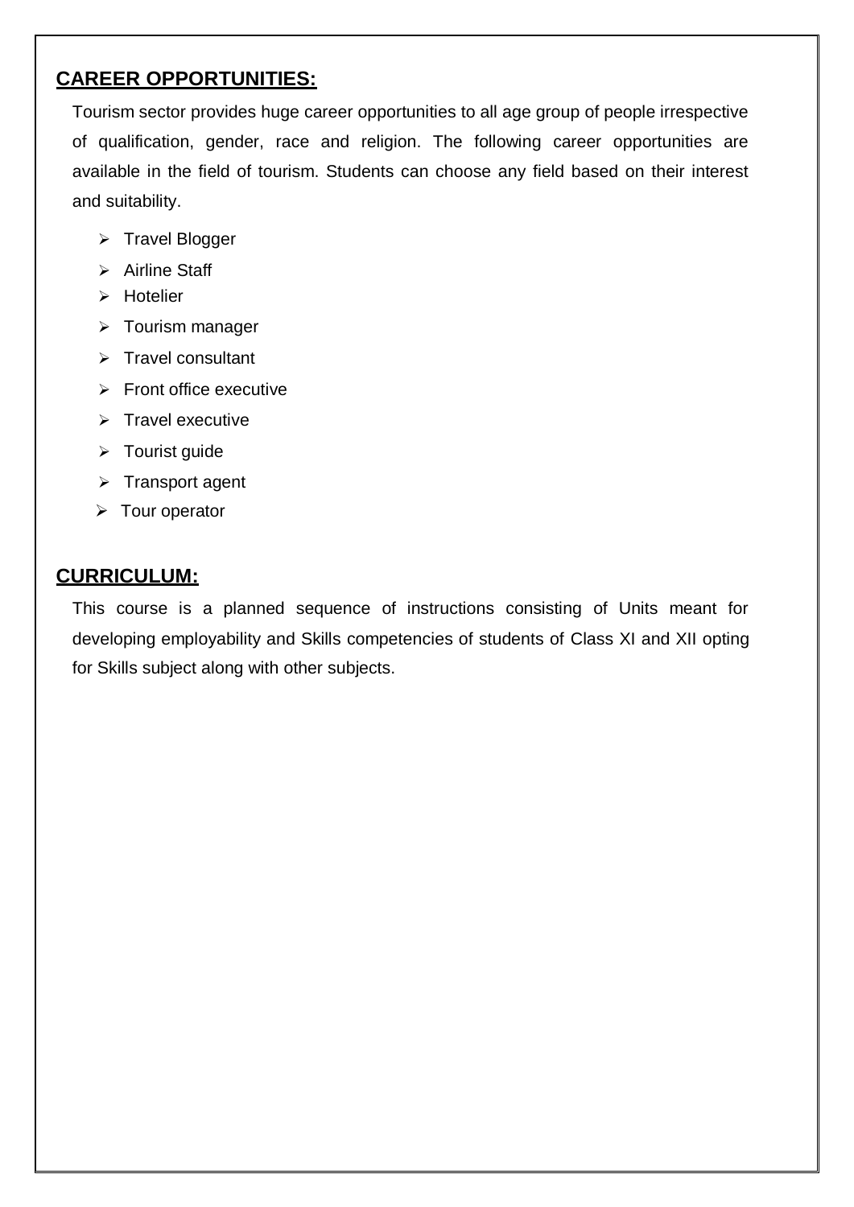## CAREER OPPORTUNITIES:

Tourism sector provides huge career opportunities to all age group of people irrespective of qualification, gender, race and religion. The following career opportunities are available in the field of tourism. Students can choose any field based on their interest and suitability.

- Travel Blogger
- Airline Staff
- Hotelier
- Tourism manager
- Travel consultant
- Front office executive
- Travel executive
- Tourist guide
- Transport agent
- Tour operator

## CURRICULUM:

This course is a planned sequence of instructions consisting of Units meant for developing employability and Skills competencies of students of Class XI and XII opting for Skills subject along with other subjects.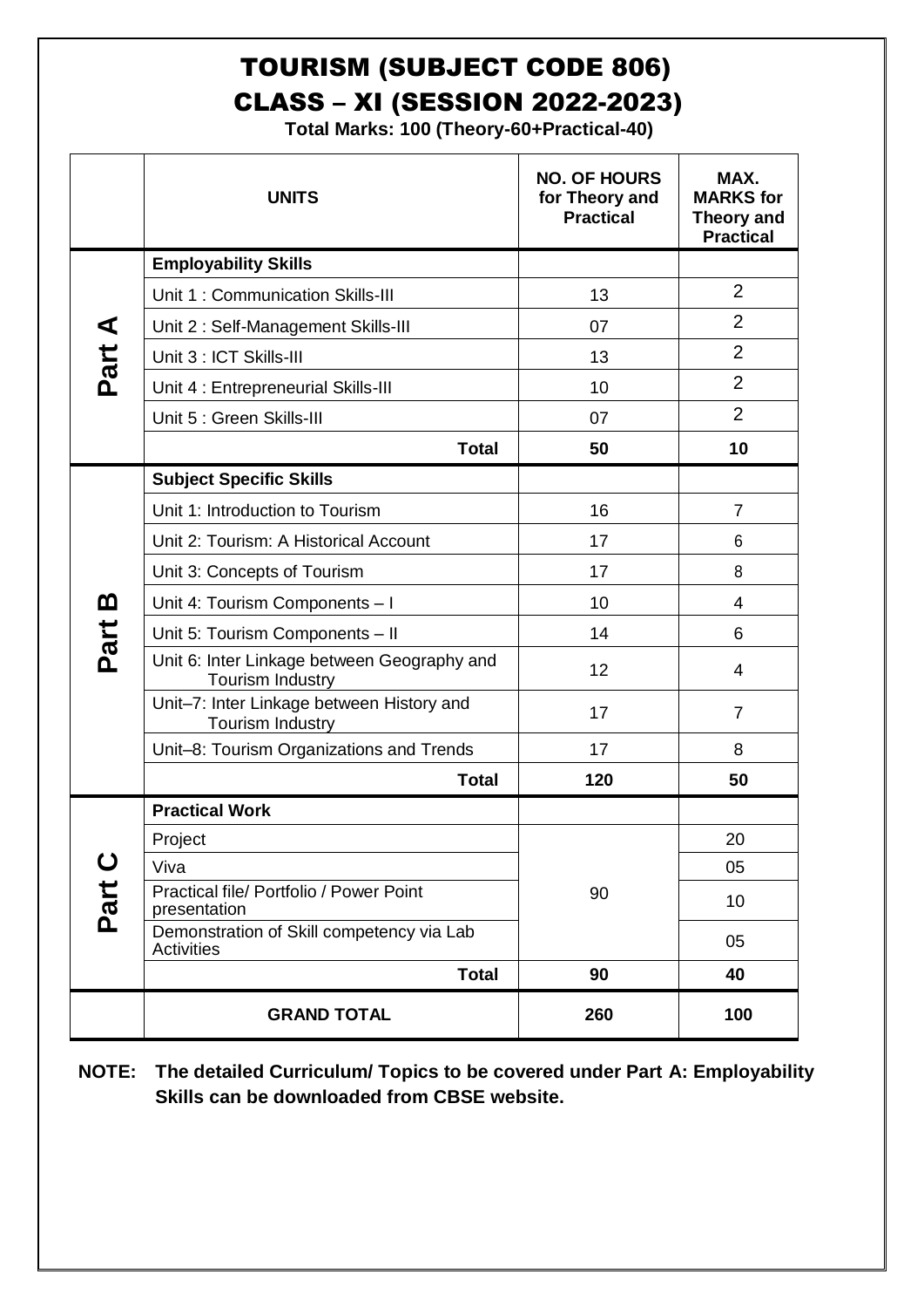# TOURISM (SUBJECT CODE 806)
# CLASS – XI (SESSION 2022-2023)

**Total Marks: 100 (Theory-60+Practical-40)**

| | UNITS | NO. OF HOURS for Theory and Practical | MAX. MARKS for Theory and Practical |
|---|---|---|---|
| **Part A** | **Employability Skills** | | |
| | Unit 1 : Communication Skills-III | 13 | 2 |
| | Unit 2 : Self-Management Skills-III | 07 | 2 |
| | Unit 3 : ICT Skills-III | 13 | 2 |
| | Unit 4 : Entrepreneurial Skills-III | 10 | 2 |
| | Unit 5 : Green Skills-III | 07 | 2 |
| | **Total** | **50** | **10** |
| **Part B** | **Subject Specific Skills** | | |
| | Unit 1: Introduction to Tourism | 16 | 7 |
| | Unit 2: Tourism: A Historical Account | 17 | 6 |
| | Unit 3: Concepts of Tourism | 17 | 8 |
| | Unit 4: Tourism Components – I | 10 | 4 |
| | Unit 5: Tourism Components – II | 14 | 6 |
| | Unit 6: Inter Linkage between Geography and Tourism Industry | 12 | 4 |
| | Unit–7: Inter Linkage between History and Tourism Industry | 17 | 7 |
| | Unit–8: Tourism Organizations and Trends | 17 | 8 |
| | **Total** | **120** | **50** |
| **Part C** | **Practical Work** | | |
| | Project | 90 | 20 |
| | Viva | | 05 |
| | Practical file/ Portfolio / Power Point presentation | | 10 |
| | Demonstration of Skill competency via Lab Activities | | 05 |
| | **Total** | **90** | **40** |
| | **GRAND TOTAL** | **260** | **100** |

**NOTE: The detailed Curriculum/ Topics to be covered under Part A: Employability Skills can be downloaded from CBSE website.**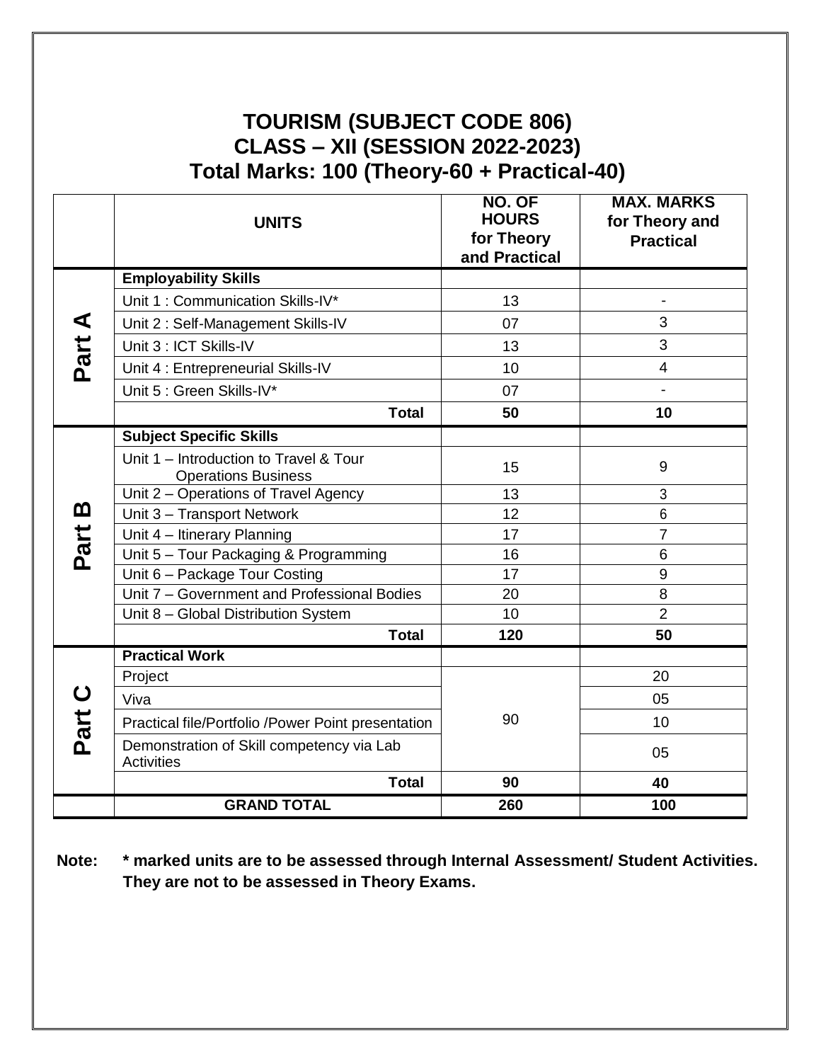# TOURISM (SUBJECT CODE 806)
# CLASS – XII (SESSION 2022-2023)
# Total Marks: 100 (Theory-60 + Practical-40)

| | UNITS | NO. OF HOURS for Theory and Practical | MAX. MARKS for Theory and Practical |
|---|---|---|---|
| Part A | **Employability Skills** | | |
| | Unit 1 : Communication Skills-IV* | 13 | - |
| | Unit 2 : Self-Management Skills-IV | 07 | 3 |
| | Unit 3 : ICT Skills-IV | 13 | 3 |
| | Unit 4 : Entrepreneurial Skills-IV | 10 | 4 |
| | Unit 5 : Green Skills-IV* | 07 | - |
| | **Total** | **50** | **10** |
| Part B | **Subject Specific Skills** | | |
| | Unit 1 – Introduction to Travel & Tour Operations Business | 15 | 9 |
| | Unit 2 – Operations of Travel Agency | 13 | 3 |
| | Unit 3 – Transport Network | 12 | 6 |
| | Unit 4 – Itinerary Planning | 17 | 7 |
| | Unit 5 – Tour Packaging & Programming | 16 | 6 |
| | Unit 6 – Package Tour Costing | 17 | 9 |
| | Unit 7 – Government and Professional Bodies | 20 | 8 |
| | Unit 8 – Global Distribution System | 10 | 2 |
| | **Total** | **120** | **50** |
| Part C | **Practical Work** | | |
| | Project | 90 | 20 |
| | Viva | | 05 |
| | Practical file/Portfolio /Power Point presentation | | 10 |
| | Demonstration of Skill competency via Lab Activities | | 05 |
| | **Total** | **90** | **40** |
| | **GRAND TOTAL** | **260** | **100** |

**Note: * marked units are to be assessed through Internal Assessment/ Student Activities. They are not to be assessed in Theory Exams.**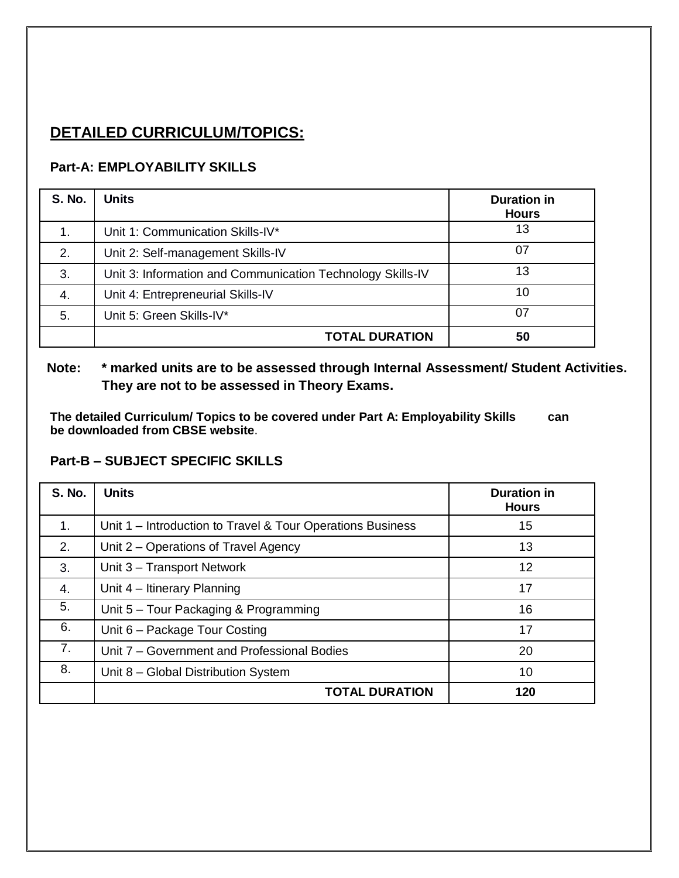## DETAILED CURRICULUM/TOPICS:

### Part-A: EMPLOYABILITY SKILLS

| S. No. | Units | Duration in Hours |
|---|---|---|
| 1. | Unit 1: Communication Skills-IV* | 13 |
| 2. | Unit 2: Self-management Skills-IV | 07 |
| 3. | Unit 3: Information and Communication Technology Skills-IV | 13 |
| 4. | Unit 4: Entrepreneurial Skills-IV | 10 |
| 5. | Unit 5: Green Skills-IV* | 07 |
| | **TOTAL DURATION** | **50** |

**Note: * marked units are to be assessed through Internal Assessment/ Student Activities. They are not to be assessed in Theory Exams.**

**The detailed Curriculum/ Topics to be covered under Part A: Employability Skills can be downloaded from CBSE website**.

### Part-B – SUBJECT SPECIFIC SKILLS

| S. No. | Units | Duration in Hours |
|---|---|---|
| 1. | Unit 1 – Introduction to Travel & Tour Operations Business | 15 |
| 2. | Unit 2 – Operations of Travel Agency | 13 |
| 3. | Unit 3 – Transport Network | 12 |
| 4. | Unit 4 – Itinerary Planning | 17 |
| 5. | Unit 5 – Tour Packaging & Programming | 16 |
| 6. | Unit 6 – Package Tour Costing | 17 |
| 7. | Unit 7 – Government and Professional Bodies | 20 |
| 8. | Unit 8 – Global Distribution System | 10 |
| | **TOTAL DURATION** | **120** |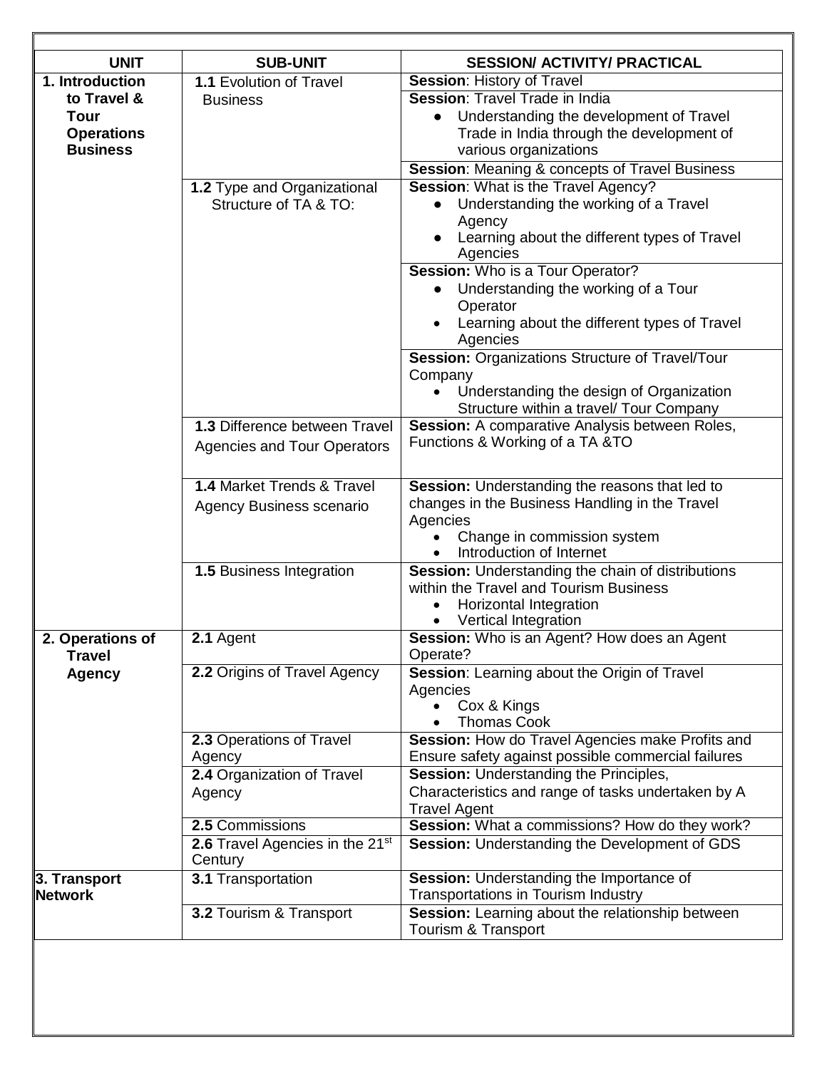| UNIT | SUB-UNIT | SESSION/ ACTIVITY/ PRACTICAL |
|---|---|---|
| **1. Introduction to Travel & Tour Operations Business** | **1.1** Evolution of Travel Business | **Session**: History of Travel |
| | | **Session**: Travel Trade in India <br>● Understanding the development of Travel Trade in India through the development of various organizations |
| | | **Session**: Meaning & concepts of Travel Business |
| | **1.2** Type and Organizational Structure of TA & TO: | **Session**: What is the Travel Agency? <br>● Understanding the working of a Travel Agency <br>● Learning about the different types of Travel Agencies |
| | | **Session:** Who is a Tour Operator? <br>● Understanding the working of a Tour Operator <br>● Learning about the different types of Travel Agencies |
| | | **Session:** Organizations Structure of Travel/Tour Company <br>● Understanding the design of Organization Structure within a travel/ Tour Company |
| | **1.3** Difference between Travel Agencies and Tour Operators | **Session:** A comparative Analysis between Roles, Functions & Working of a TA &TO |
| | **1.4** Market Trends & Travel Agency Business scenario | **Session:** Understanding the reasons that led to changes in the Business Handling in the Travel Agencies <br>● Change in commission system <br>● Introduction of Internet |
| | **1.5** Business Integration | **Session:** Understanding the chain of distributions within the Travel and Tourism Business <br>● Horizontal Integration <br>● Vertical Integration |
| **2. Operations of Travel Agency** | **2.1** Agent | **Session:** Who is an Agent? How does an Agent Operate? |
| | **2.2** Origins of Travel Agency | **Session**: Learning about the Origin of Travel Agencies <br>● Cox & Kings <br>● Thomas Cook |
| | **2.3** Operations of Travel Agency | **Session:** How do Travel Agencies make Profits and Ensure safety against possible commercial failures |
| | **2.4** Organization of Travel Agency | **Session:** Understanding the Principles, Characteristics and range of tasks undertaken by A Travel Agent |
| | **2.5** Commissions | **Session:** What a commissions? How do they work? |
| | **2.6** Travel Agencies in the 21st Century | **Session:** Understanding the Development of GDS |
| **3. Transport Network** | **3.1** Transportation | **Session:** Understanding the Importance of Transportations in Tourism Industry |
| | **3.2** Tourism & Transport | **Session:** Learning about the relationship between Tourism & Transport |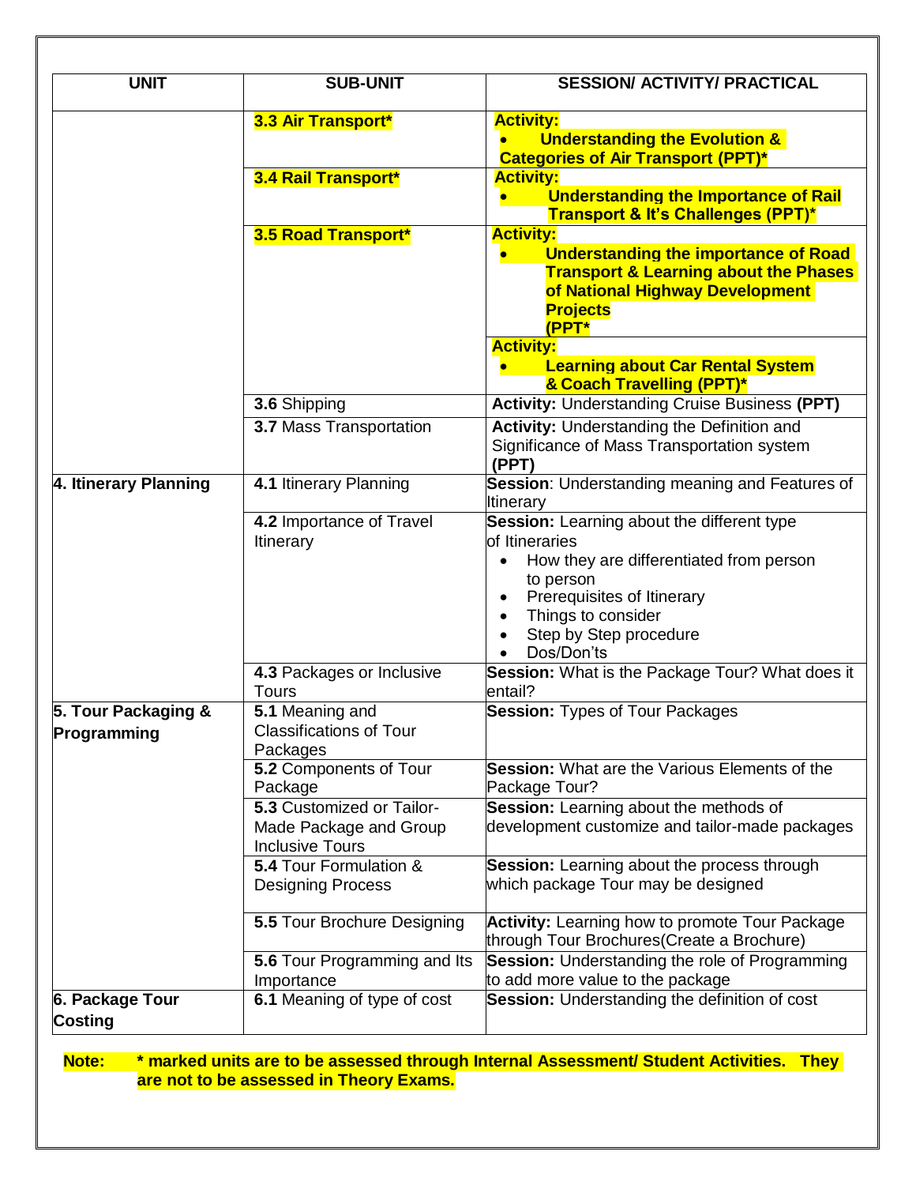| UNIT | SUB-UNIT | SESSION/ ACTIVITY/ PRACTICAL |
|---|---|---|
| | **3.3 Air Transport*** | **Activity:** <br>• **Understanding the Evolution & Categories of Air Transport (PPT)*** |
| | **3.4 Rail Transport*** | **Activity:** <br>• **Understanding the Importance of Rail Transport & It's Challenges (PPT)*** |
| | **3.5 Road Transport*** | **Activity:** <br>• **Understanding the importance of Road Transport & Learning about the Phases of National Highway Development Projects (PPT*** |
| | | **Activity:** <br>• **Learning about Car Rental System & Coach Travelling (PPT)*** |
| | **3.6** Shipping | **Activity:** Understanding Cruise Business **(PPT)** |
| | **3.7** Mass Transportation | **Activity:** Understanding the Definition and Significance of Mass Transportation system **(PPT)** |
| **4. Itinerary Planning** | **4.1** Itinerary Planning | **Session**: Understanding meaning and Features of Itinerary |
| | **4.2** Importance of Travel Itinerary | **Session:** Learning about the different type of Itineraries <br>• How they are differentiated from person to person <br>• Prerequisites of Itinerary <br>• Things to consider <br>• Step by Step procedure <br>• Dos/Don'ts |
| | **4.3** Packages or Inclusive Tours | **Session:** What is the Package Tour? What does it entail? |
| **5. Tour Packaging & Programming** | **5.1** Meaning and Classifications of Tour Packages | **Session:** Types of Tour Packages |
| | **5.2** Components of Tour Package | **Session:** What are the Various Elements of the Package Tour? |
| | **5.3** Customized or Tailor-Made Package and Group Inclusive Tours | **Session:** Learning about the methods of development customize and tailor-made packages |
| | **5.4** Tour Formulation & Designing Process | **Session:** Learning about the process through which package Tour may be designed |
| | **5.5** Tour Brochure Designing | **Activity:** Learning how to promote Tour Package through Tour Brochures(Create a Brochure) |
| | **5.6** Tour Programming and Its Importance | **Session:** Understanding the role of Programming to add more value to the package |
| **6. Package Tour Costing** | **6.1** Meaning of type of cost | **Session:** Understanding the definition of cost |

**Note: * marked units are to be assessed through Internal Assessment/ Student Activities. They are not to be assessed in Theory Exams.**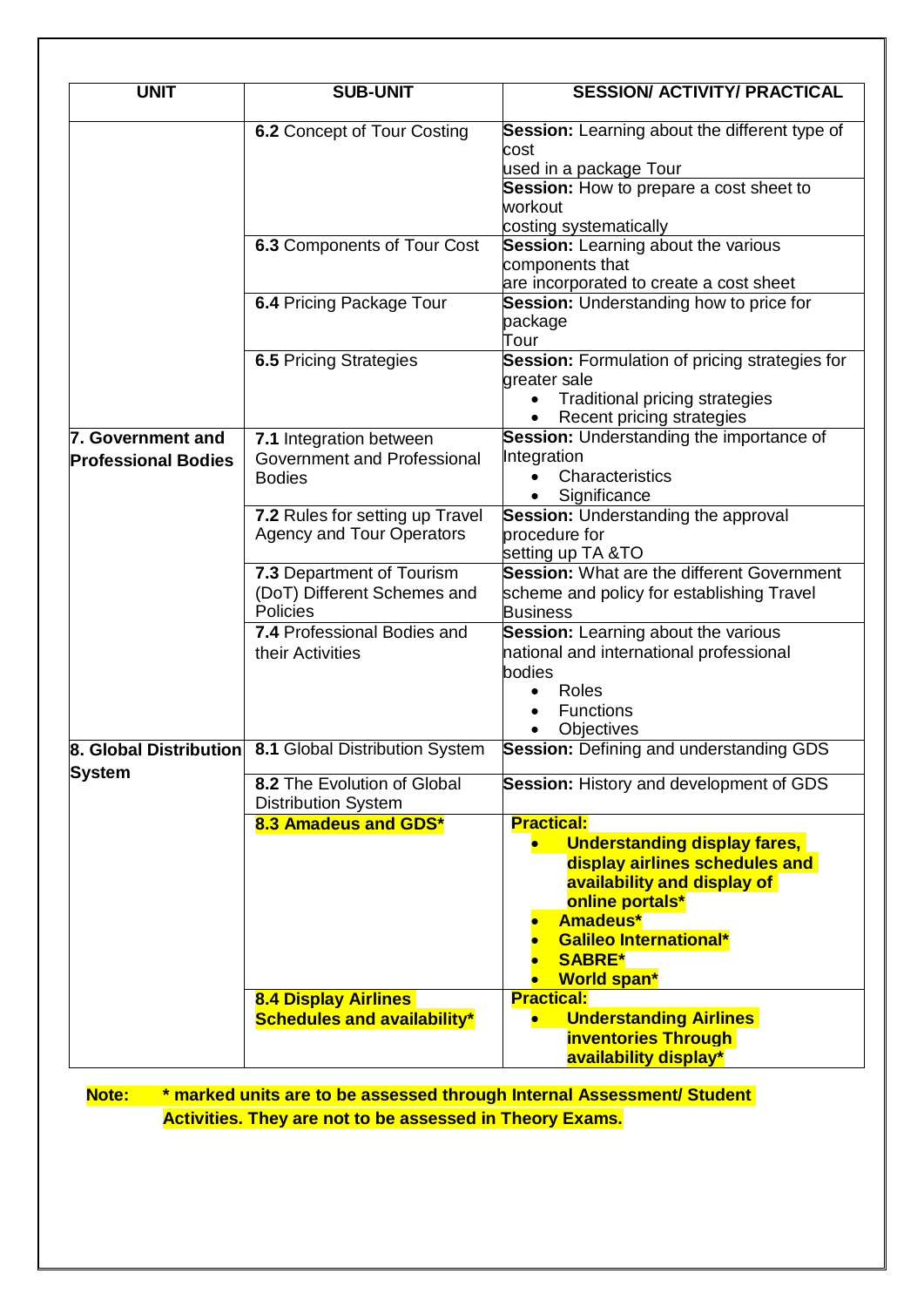| UNIT | SUB-UNIT | SESSION/ ACTIVITY/ PRACTICAL |
|---|---|---|
| | **6.2** Concept of Tour Costing | **Session:** Learning about the different type of cost used in a package Tour<br>**Session:** How to prepare a cost sheet to workout costing systematically |
| | **6.3** Components of Tour Cost | **Session:** Learning about the various components that are incorporated to create a cost sheet |
| | **6.4** Pricing Package Tour | **Session:** Understanding how to price for package Tour |
| | **6.5** Pricing Strategies | **Session:** Formulation of pricing strategies for greater sale<br>• Traditional pricing strategies<br>• Recent pricing strategies |
| **7. Government and Professional Bodies** | **7.1** Integration between Government and Professional Bodies | **Session:** Understanding the importance of Integration<br>• Characteristics<br>• Significance |
| | **7.2** Rules for setting up Travel Agency and Tour Operators | **Session:** Understanding the approval procedure for setting up TA &TO |
| | **7.3** Department of Tourism (DoT) Different Schemes and Policies | **Session:** What are the different Government scheme and policy for establishing Travel Business |
| | **7.4** Professional Bodies and their Activities | **Session:** Learning about the various national and international professional bodies<br>• Roles<br>• Functions<br>• Objectives |
| **8. Global Distribution System** | **8.1** Global Distribution System | **Session:** Defining and understanding GDS |
| | **8.2** The Evolution of Global Distribution System | **Session:** History and development of GDS |
| | **8.3 Amadeus and GDS*** | **Practical:**<br>• **Understanding display fares, display airlines schedules and availability and display of online portals***<br>• **Amadeus***<br>• **Galileo International***<br>• **SABRE***<br>• **World span*** |
| | **8.4 Display Airlines Schedules and availability*** | **Practical:**<br>• **Understanding Airlines inventories Through availability display*** |

**Note: * marked units are to be assessed through Internal Assessment/ Student Activities. They are not to be assessed in Theory Exams.**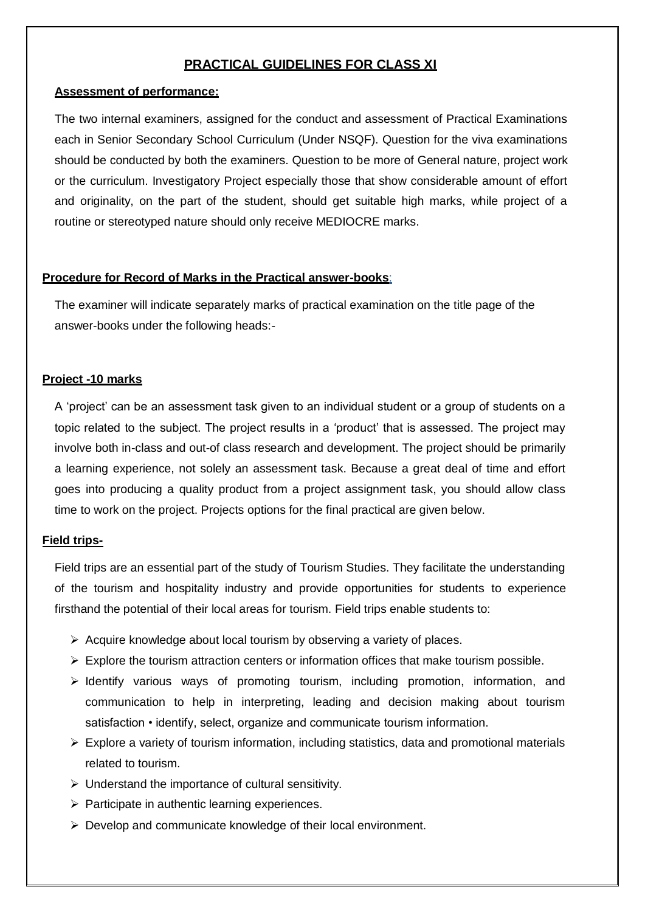## PRACTICAL GUIDELINES FOR CLASS XI

**Assessment of performance:**

The two internal examiners, assigned for the conduct and assessment of Practical Examinations each in Senior Secondary School Curriculum (Under NSQF). Question for the viva examinations should be conducted by both the examiners. Question to be more of General nature, project work or the curriculum. Investigatory Project especially those that show considerable amount of effort and originality, on the part of the student, should get suitable high marks, while project of a routine or stereotyped nature should only receive MEDIOCRE marks.

**Procedure for Record of Marks in the Practical answer-books:**

The examiner will indicate separately marks of practical examination on the title page of the answer-books under the following heads:-

**Project -10 marks**

A 'project' can be an assessment task given to an individual student or a group of students on a topic related to the subject. The project results in a 'product' that is assessed. The project may involve both in-class and out-of class research and development. The project should be primarily a learning experience, not solely an assessment task. Because a great deal of time and effort goes into producing a quality product from a project assignment task, you should allow class time to work on the project. Projects options for the final practical are given below.

**Field trips-**

Field trips are an essential part of the study of Tourism Studies. They facilitate the understanding of the tourism and hospitality industry and provide opportunities for students to experience firsthand the potential of their local areas for tourism. Field trips enable students to:

- Acquire knowledge about local tourism by observing a variety of places.
- Explore the tourism attraction centers or information offices that make tourism possible.
- Identify various ways of promoting tourism, including promotion, information, and communication to help in interpreting, leading and decision making about tourism satisfaction • identify, select, organize and communicate tourism information.
- Explore a variety of tourism information, including statistics, data and promotional materials related to tourism.
- Understand the importance of cultural sensitivity.
- Participate in authentic learning experiences.
- Develop and communicate knowledge of their local environment.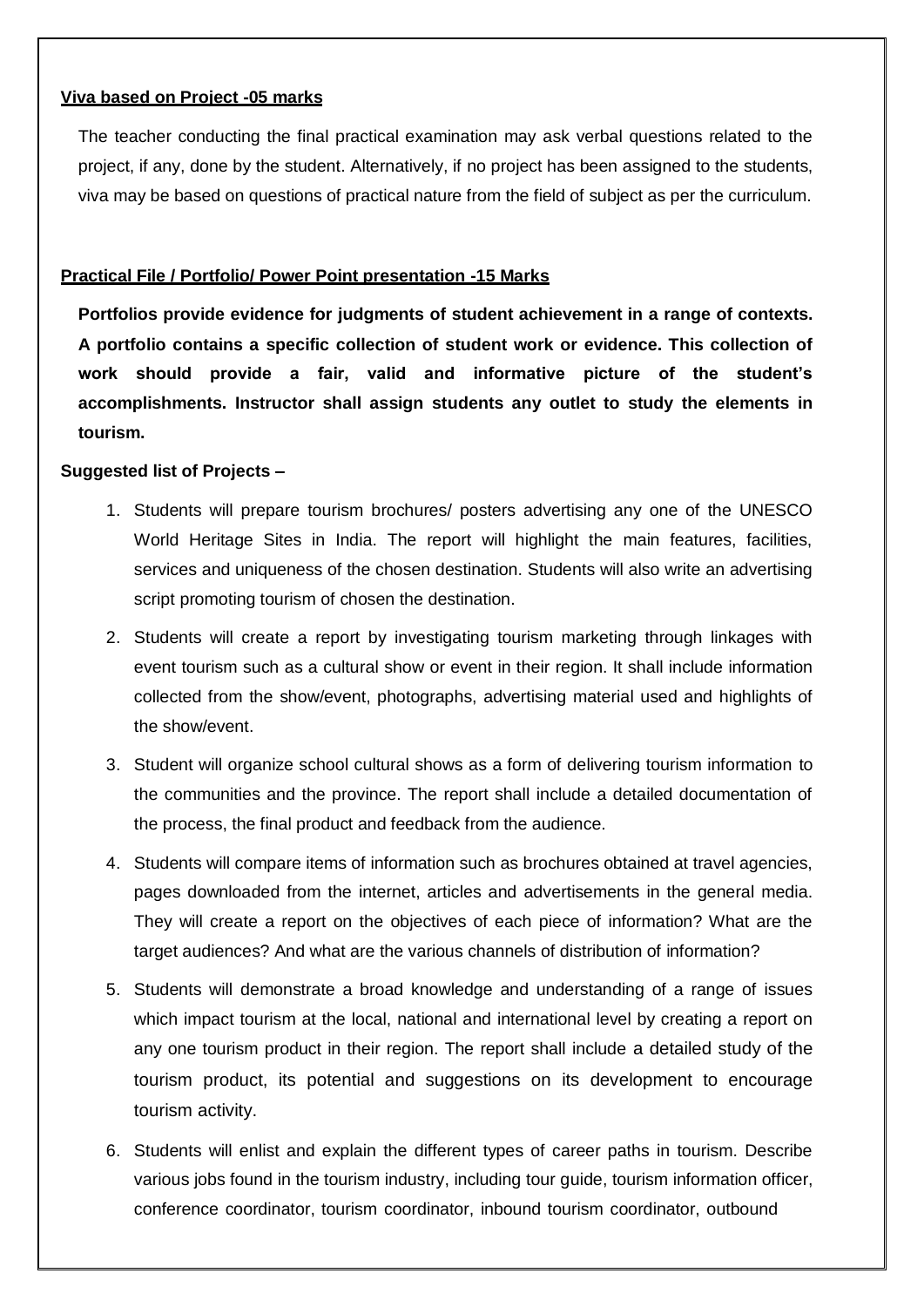**Viva based on Project -05 marks**

The teacher conducting the final practical examination may ask verbal questions related to the project, if any, done by the student. Alternatively, if no project has been assigned to the students, viva may be based on questions of practical nature from the field of subject as per the curriculum.

**Practical File / Portfolio/ Power Point presentation -15 Marks**

**Portfolios provide evidence for judgments of student achievement in a range of contexts. A portfolio contains a specific collection of student work or evidence. This collection of work should provide a fair, valid and informative picture of the student's accomplishments. Instructor shall assign students any outlet to study the elements in tourism.**

**Suggested list of Projects –**

1. Students will prepare tourism brochures/ posters advertising any one of the UNESCO World Heritage Sites in India. The report will highlight the main features, facilities, services and uniqueness of the chosen destination. Students will also write an advertising script promoting tourism of chosen the destination.
2. Students will create a report by investigating tourism marketing through linkages with event tourism such as a cultural show or event in their region. It shall include information collected from the show/event, photographs, advertising material used and highlights of the show/event.
3. Student will organize school cultural shows as a form of delivering tourism information to the communities and the province. The report shall include a detailed documentation of the process, the final product and feedback from the audience.
4. Students will compare items of information such as brochures obtained at travel agencies, pages downloaded from the internet, articles and advertisements in the general media. They will create a report on the objectives of each piece of information? What are the target audiences? And what are the various channels of distribution of information?
5. Students will demonstrate a broad knowledge and understanding of a range of issues which impact tourism at the local, national and international level by creating a report on any one tourism product in their region. The report shall include a detailed study of the tourism product, its potential and suggestions on its development to encourage tourism activity.
6. Students will enlist and explain the different types of career paths in tourism. Describe various jobs found in the tourism industry, including tour guide, tourism information officer, conference coordinator, tourism coordinator, inbound tourism coordinator, outbound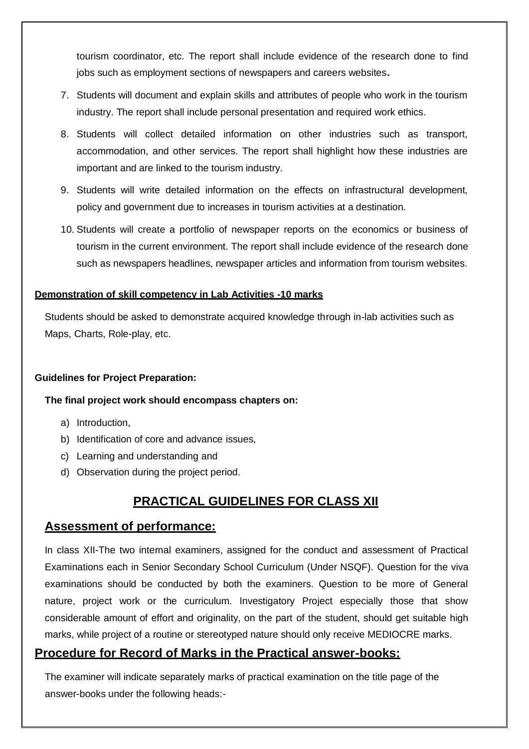tourism coordinator, etc. The report shall include evidence of the research done to find jobs such as employment sections of newspapers and careers websites.

7. Students will document and explain skills and attributes of people who work in the tourism industry. The report shall include personal presentation and required work ethics.
8. Students will collect detailed information on other industries such as transport, accommodation, and other services. The report shall highlight how these industries are important and are linked to the tourism industry.
9. Students will write detailed information on the effects on infrastructural development, policy and government due to increases in tourism activities at a destination.
10. Students will create a portfolio of newspaper reports on the economics or business of tourism in the current environment. The report shall include evidence of the research done such as newspapers headlines, newspaper articles and information from tourism websites.

**Demonstration of skill competency in Lab Activities -10 marks**

Students should be asked to demonstrate acquired knowledge through in-lab activities such as Maps, Charts, Role-play, etc.

**Guidelines for Project Preparation:**

**The final project work should encompass chapters on:**

a) Introduction,
b) Identification of core and advance issues,
c) Learning and understanding and
d) Observation during the project period.

## PRACTICAL GUIDELINES FOR CLASS XII

### Assessment of performance:

In class XII-The two internal examiners, assigned for the conduct and assessment of Practical Examinations each in Senior Secondary School Curriculum (Under NSQF). Question for the viva examinations should be conducted by both the examiners. Question to be more of General nature, project work or the curriculum. Investigatory Project especially those that show considerable amount of effort and originality, on the part of the student, should get suitable high marks, while project of a routine or stereotyped nature should only receive MEDIOCRE marks.

### Procedure for Record of Marks in the Practical answer-books:

The examiner will indicate separately marks of practical examination on the title page of the answer-books under the following heads:-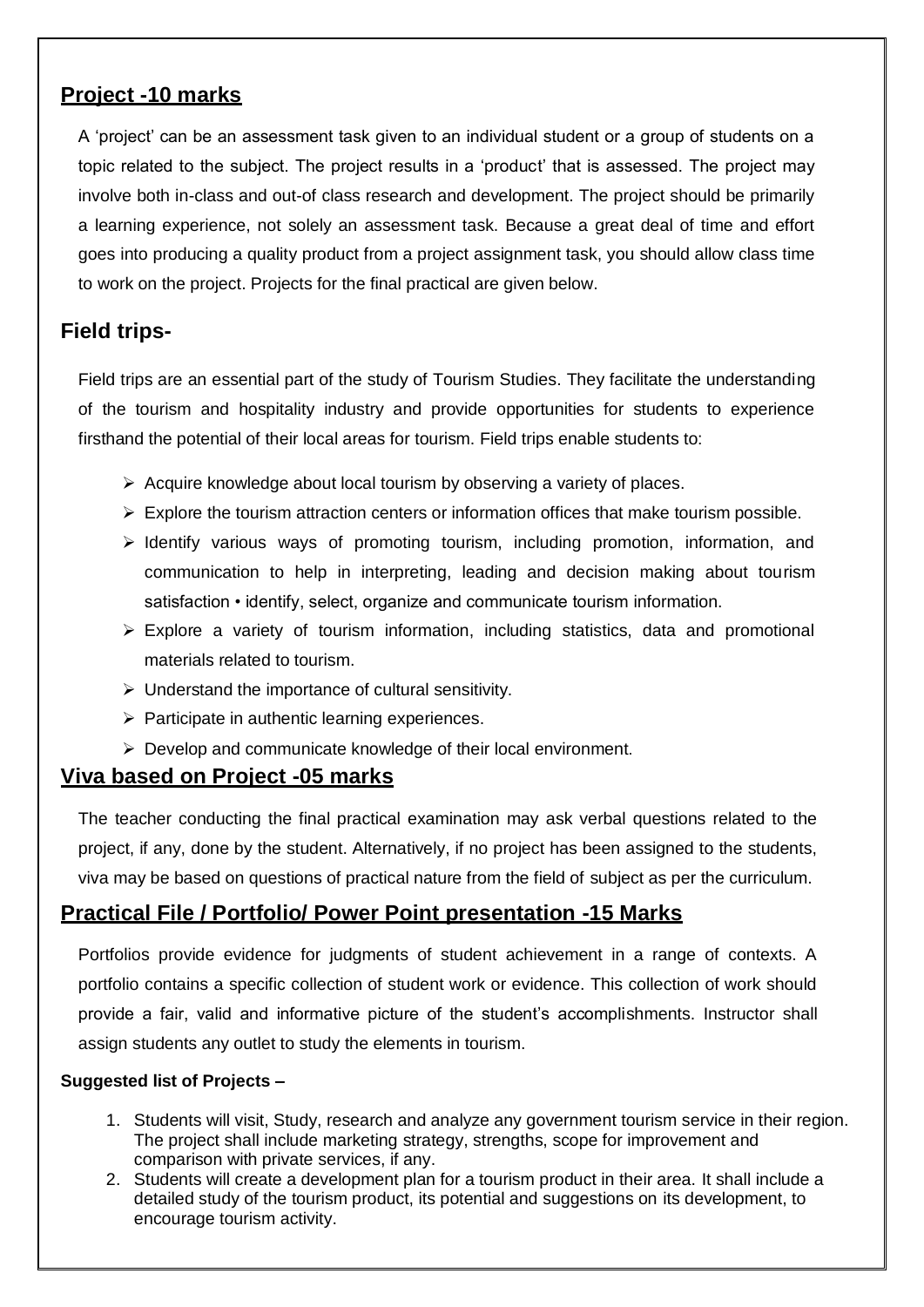## Project -10 marks

A 'project' can be an assessment task given to an individual student or a group of students on a topic related to the subject. The project results in a 'product' that is assessed. The project may involve both in-class and out-of class research and development. The project should be primarily a learning experience, not solely an assessment task. Because a great deal of time and effort goes into producing a quality product from a project assignment task, you should allow class time to work on the project. Projects for the final practical are given below.

## Field trips-

Field trips are an essential part of the study of Tourism Studies. They facilitate the understanding of the tourism and hospitality industry and provide opportunities for students to experience firsthand the potential of their local areas for tourism. Field trips enable students to:

- Acquire knowledge about local tourism by observing a variety of places.
- Explore the tourism attraction centers or information offices that make tourism possible.
- Identify various ways of promoting tourism, including promotion, information, and communication to help in interpreting, leading and decision making about tourism satisfaction • identify, select, organize and communicate tourism information.
- Explore a variety of tourism information, including statistics, data and promotional materials related to tourism.
- Understand the importance of cultural sensitivity.
- Participate in authentic learning experiences.
- Develop and communicate knowledge of their local environment.

## Viva based on Project -05 marks

The teacher conducting the final practical examination may ask verbal questions related to the project, if any, done by the student. Alternatively, if no project has been assigned to the students, viva may be based on questions of practical nature from the field of subject as per the curriculum.

## Practical File / Portfolio/ Power Point presentation -15 Marks

Portfolios provide evidence for judgments of student achievement in a range of contexts. A portfolio contains a specific collection of student work or evidence. This collection of work should provide a fair, valid and informative picture of the student's accomplishments. Instructor shall assign students any outlet to study the elements in tourism.

**Suggested list of Projects –**

1. Students will visit, Study, research and analyze any government tourism service in their region. The project shall include marketing strategy, strengths, scope for improvement and comparison with private services, if any.
2. Students will create a development plan for a tourism product in their area. It shall include a detailed study of the tourism product, its potential and suggestions on its development, to encourage tourism activity.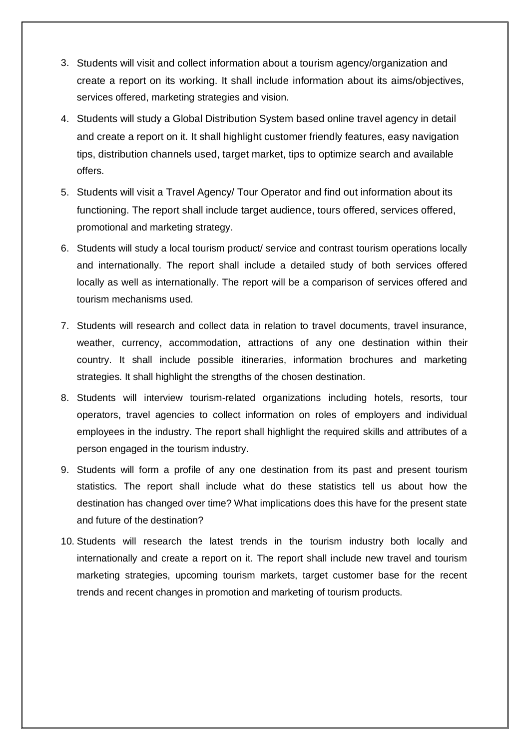3. Students will visit and collect information about a tourism agency/organization and create a report on its working. It shall include information about its aims/objectives, services offered, marketing strategies and vision.
4. Students will study a Global Distribution System based online travel agency in detail and create a report on it. It shall highlight customer friendly features, easy navigation tips, distribution channels used, target market, tips to optimize search and available offers.
5. Students will visit a Travel Agency/ Tour Operator and find out information about its functioning. The report shall include target audience, tours offered, services offered, promotional and marketing strategy.
6. Students will study a local tourism product/ service and contrast tourism operations locally and internationally. The report shall include a detailed study of both services offered locally as well as internationally. The report will be a comparison of services offered and tourism mechanisms used.
7. Students will research and collect data in relation to travel documents, travel insurance, weather, currency, accommodation, attractions of any one destination within their country. It shall include possible itineraries, information brochures and marketing strategies. It shall highlight the strengths of the chosen destination.
8. Students will interview tourism-related organizations including hotels, resorts, tour operators, travel agencies to collect information on roles of employers and individual employees in the industry. The report shall highlight the required skills and attributes of a person engaged in the tourism industry.
9. Students will form a profile of any one destination from its past and present tourism statistics. The report shall include what do these statistics tell us about how the destination has changed over time? What implications does this have for the present state and future of the destination?
10. Students will research the latest trends in the tourism industry both locally and internationally and create a report on it. The report shall include new travel and tourism marketing strategies, upcoming tourism markets, target customer base for the recent trends and recent changes in promotion and marketing of tourism products.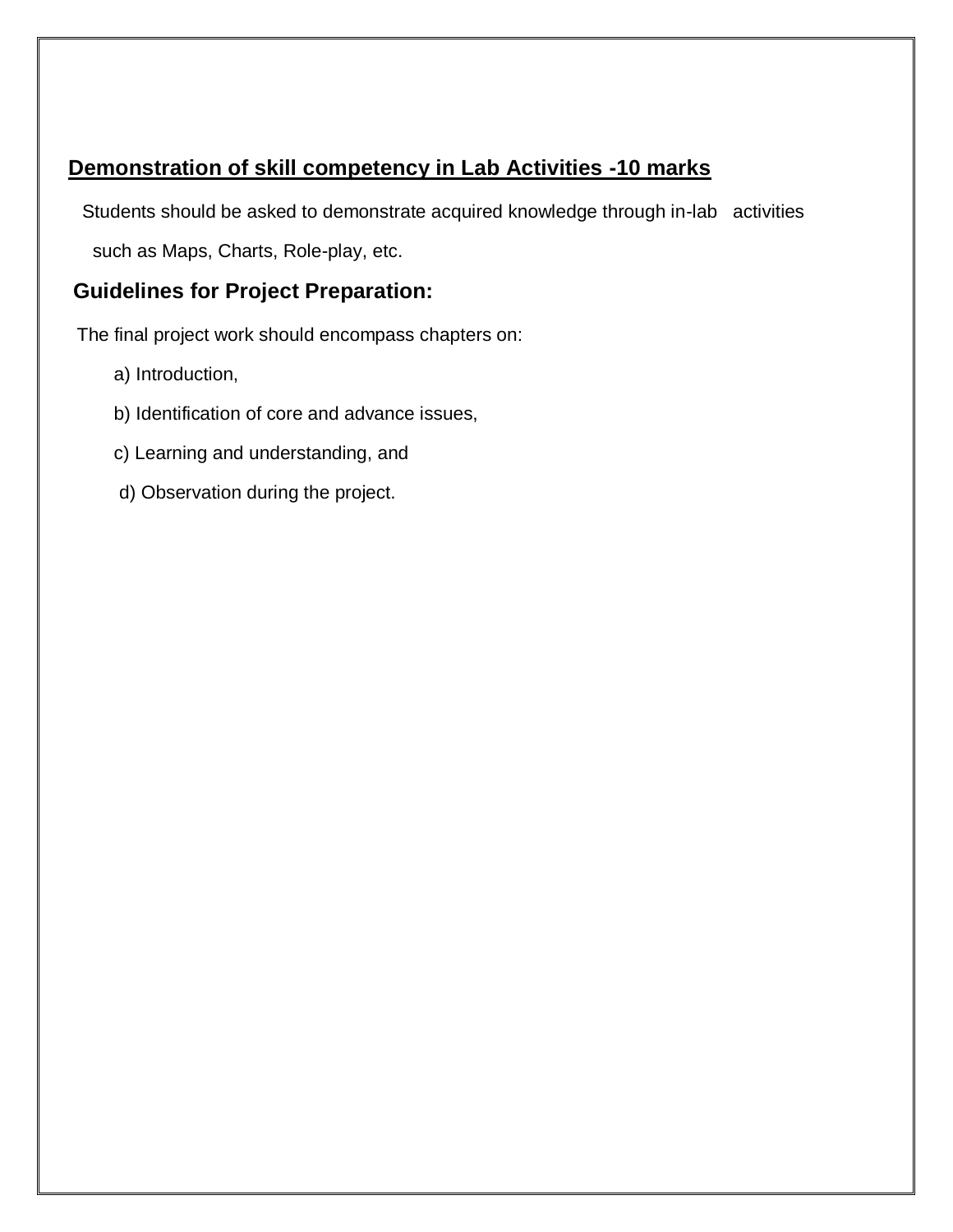**<u>Demonstration of skill competency in Lab Activities -10 marks</u>**

Students should be asked to demonstrate acquired knowledge through in-lab activities such as Maps, Charts, Role-play, etc.

### Guidelines for Project Preparation:

The final project work should encompass chapters on:

a) Introduction,

b) Identification of core and advance issues,

c) Learning and understanding, and

d) Observation during the project.